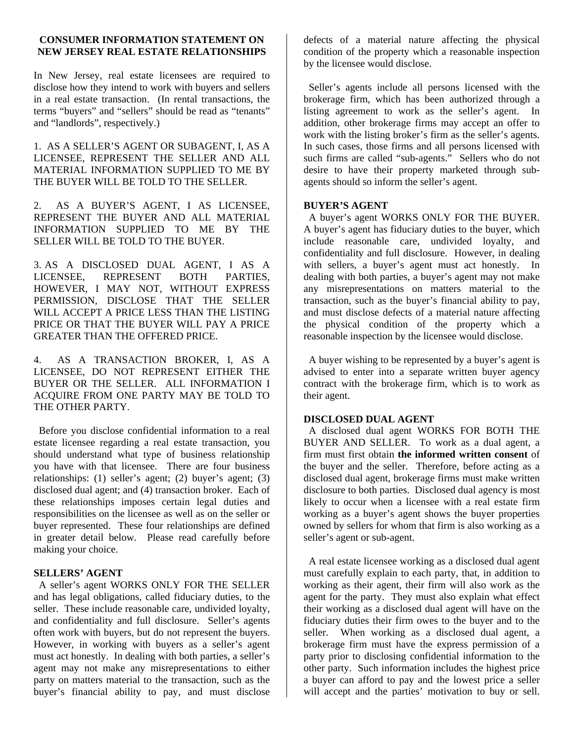# CONSUMER INFORMATION STATEMENT ON NEW JERSEY REAL ESTATE RELATIONSHIPS

In New Jersey, real estate licensees are required to disclose how they intend to work with buyers and sellers in a real estate transaction. (In rental transactions, the terms "buyers" and "sellers" should be read as "tenants" and "landlords", respectively.)

1. AS A SELLER'S AGENT OR SUBAGENT, I, AS A LICENSEE, REPRESENT THE SELLER AND ALL MATERIAL INFORMATION SUPPLIED TO ME BY THE BUYER WILL BE TOLD TO THE SELLER.

2. AS A BUYER'S AGENT, I AS LICENSEE, REPRESENT THE BUYER AND ALL MATERIAL INFORMATION SUPPLIED TO ME BY THE SELLER WILL BE TOLD TO THE BUYER.

3. AS A DISCLOSED DUAL AGENT, I AS A LICENSEE, REPRESENT BOTH PARTIES, HOWEVER, I MAY NOT, WITHOUT EXPRESS PERMISSION, DISCLOSE THAT THE SELLER WILL ACCEPT A PRICE LESS THAN THE LISTING PRICE OR THAT THE BUYER WILL PAY A PRICE GREATER THAN THE OFFERED PRICE.

4. AS A TRANSACTION BROKER, I, AS A LICENSEE, DO NOT REPRESENT EITHER THE BUYER OR THE SELLER. ALL INFORMATION I ACQUIRE FROM ONE PARTY MAY BE TOLD TO THE OTHER PARTY.

Before you disclose confidential information to a real estate licensee regarding a real estate transaction, you should understand what type of business relationship you have with that licensee. There are four business relationships: (1) seller's agent; (2) buyer's agent; (3) disclosed dual agent; and (4) transaction broker. Each of these relationships imposes certain legal duties and responsibilities on the licensee as well as on the seller or buyer represented. These four relationships are defined in greater detail below. Please read carefully before making your choice.

**SELLERS' AGENT**

A seller's agent WORKS ONLY FOR THE SELLER and has legal obligations, called fiduciary duties, to the seller. These include reasonable care, undivided loyalty, and confidentiality and full disclosure. Seller's agents often work with buyers, but do not represent the buyers. However, in working with buyers as a seller's agent must act honestly. In dealing with both parties, a seller's agent may not make any misrepresentations to either party on matters material to the transaction, such as the buyer's financial ability to pay, and must disclose defects of a material nature affecting the physical condition of the property which a reasonable inspection by the licensee would disclose.

Seller's agents include all persons licensed with the brokerage firm, which has been authorized through a listing agreement to work as the seller's agent. In addition, other brokerage firms may accept an offer to work with the listing broker's firm as the seller's agents. In such cases, those firms and all persons licensed with such firms are called "sub-agents." Sellers who do not desire to have their property marketed through sub-agents should so inform the seller's agent.

**BUYER'S AGENT**

A buyer's agent WORKS ONLY FOR THE BUYER. A buyer's agent has fiduciary duties to the buyer, which include reasonable care, undivided loyalty, and confidentiality and full disclosure. However, in dealing with sellers, a buyer's agent must act honestly. In dealing with both parties, a buyer's agent may not make any misrepresentations on matters material to the transaction, such as the buyer's financial ability to pay, and must disclose defects of a material nature affecting the physical condition of the property which a reasonable inspection by the licensee would disclose.

A buyer wishing to be represented by a buyer's agent is advised to enter into a separate written buyer agency contract with the brokerage firm, which is to work as their agent.

**DISCLOSED DUAL AGENT**

A disclosed dual agent WORKS FOR BOTH THE BUYER AND SELLER. To work as a dual agent, a firm must first obtain **the informed written consent** of the buyer and the seller. Therefore, before acting as a disclosed dual agent, brokerage firms must make written disclosure to both parties. Disclosed dual agency is most likely to occur when a licensee with a real estate firm working as a buyer's agent shows the buyer properties owned by sellers for whom that firm is also working as a seller's agent or sub-agent.

A real estate licensee working as a disclosed dual agent must carefully explain to each party, that, in addition to working as their agent, their firm will also work as the agent for the party. They must also explain what effect their working as a disclosed dual agent will have on the fiduciary duties their firm owes to the buyer and to the seller. When working as a disclosed dual agent, a brokerage firm must have the express permission of a party prior to disclosing confidential information to the other party. Such information includes the highest price a buyer can afford to pay and the lowest price a seller will accept and the parties' motivation to buy or sell.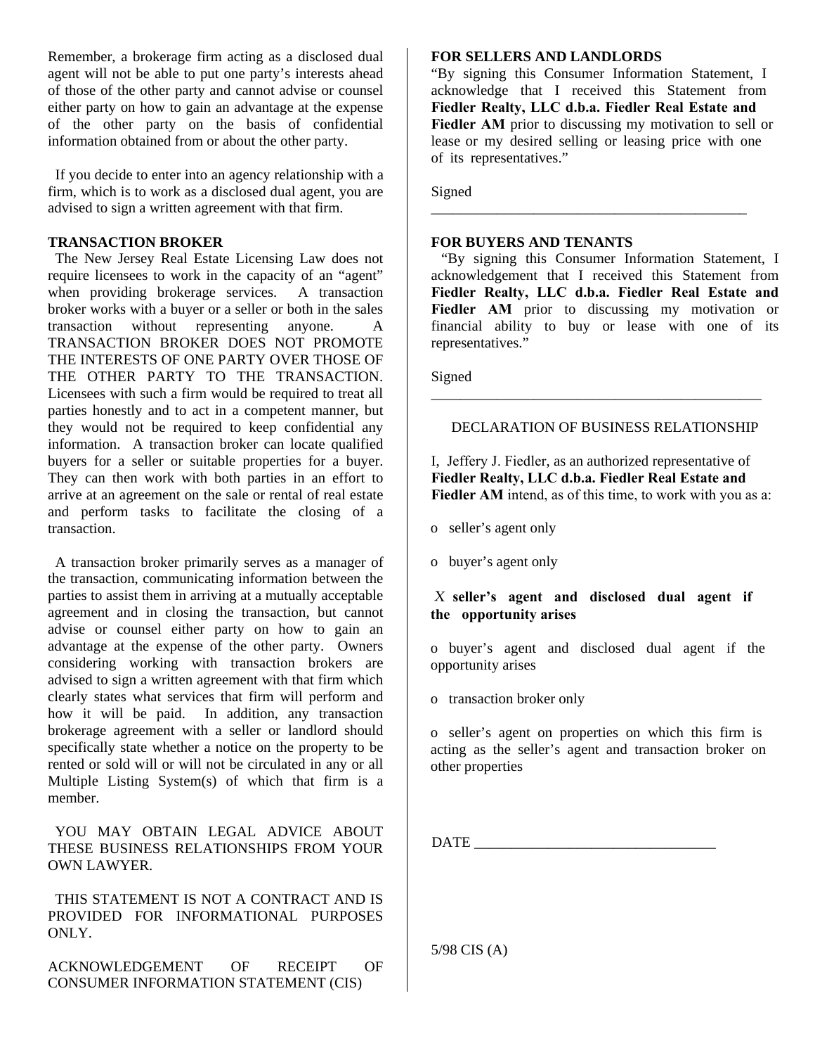Remember, a brokerage firm acting as a disclosed dual agent will not be able to put one party's interests ahead of those of the other party and cannot advise or counsel either party on how to gain an advantage at the expense of the other party on the basis of confidential information obtained from or about the other party.

If you decide to enter into an agency relationship with a firm, which is to work as a disclosed dual agent, you are advised to sign a written agreement with that firm.

**TRANSACTION BROKER**

The New Jersey Real Estate Licensing Law does not require licensees to work in the capacity of an "agent" when providing brokerage services. A transaction broker works with a buyer or a seller or both in the sales transaction without representing anyone. A TRANSACTION BROKER DOES NOT PROMOTE THE INTERESTS OF ONE PARTY OVER THOSE OF THE OTHER PARTY TO THE TRANSACTION. Licensees with such a firm would be required to treat all parties honestly and to act in a competent manner, but they would not be required to keep confidential any information. A transaction broker can locate qualified buyers for a seller or suitable properties for a buyer. They can then work with both parties in an effort to arrive at an agreement on the sale or rental of real estate and perform tasks to facilitate the closing of a transaction.

A transaction broker primarily serves as a manager of the transaction, communicating information between the parties to assist them in arriving at a mutually acceptable agreement and in closing the transaction, but cannot advise or counsel either party on how to gain an advantage at the expense of the other party. Owners considering working with transaction brokers are advised to sign a written agreement with that firm which clearly states what services that firm will perform and how it will be paid. In addition, any transaction brokerage agreement with a seller or landlord should specifically state whether a notice on the property to be rented or sold will or will not be circulated in any or all Multiple Listing System(s) of which that firm is a member.

YOU MAY OBTAIN LEGAL ADVICE ABOUT THESE BUSINESS RELATIONSHIPS FROM YOUR OWN LAWYER.

THIS STATEMENT IS NOT A CONTRACT AND IS PROVIDED FOR INFORMATIONAL PURPOSES ONLY.

ACKNOWLEDGEMENT OF RECEIPT OF CONSUMER INFORMATION STATEMENT (CIS)

**FOR SELLERS AND LANDLORDS**

"By signing this Consumer Information Statement, I acknowledge that I received this Statement from **Fiedler Realty, LLC d.b.a. Fiedler Real Estate and Fiedler AM** prior to discussing my motivation to sell or lease or my desired selling or leasing price with one of its representatives."

Signed

_____________________________________________

**FOR BUYERS AND TENANTS**

"By signing this Consumer Information Statement, I acknowledgement that I received this Statement from **Fiedler Realty, LLC d.b.a. Fiedler Real Estate and Fiedler AM** prior to discussing my motivation or financial ability to buy or lease with one of its representatives."

Signed

_______________________________________________

DECLARATION OF BUSINESS RELATIONSHIP

I, Jeffery J. Fiedler, as an authorized representative of **Fiedler Realty, LLC d.b.a. Fiedler Real Estate and Fiedler AM** intend, as of this time, to work with you as a:

o seller's agent only

o buyer's agent only

X **seller's agent and disclosed dual agent if the opportunity arises**

o buyer's agent and disclosed dual agent if the opportunity arises

o transaction broker only

o seller's agent on properties on which this firm is acting as the seller's agent and transaction broker on other properties

DATE _________________________________

5/98 CIS (A)